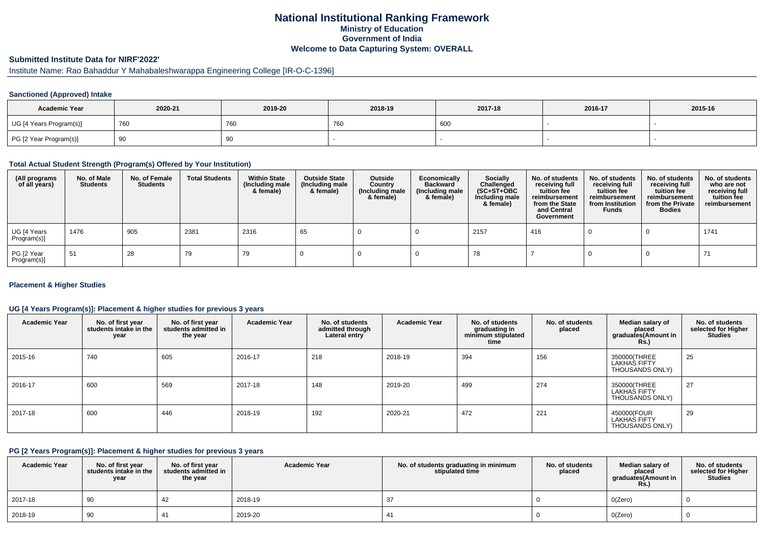# National Institutional Ranking Framework
## Ministry of Education
## Government of India
## Welcome to Data Capturing System: OVERALL

### Submitted Institute Data for NIRF'2022'

Institute Name: Rao Bahaddur Y Mahabaleshwarappa Engineering College [IR-O-C-1396]

#### Sanctioned (Approved) Intake

| Academic Year | 2020-21 | 2019-20 | 2018-19 | 2017-18 | 2016-17 | 2015-16 |
|---|---|---|---|---|---|---|
| UG [4 Years Program(s)] | 760 | 760 | 760 | 600 | - | - |
| PG [2 Year Program(s)] | 90 | 90 | - | - | - | - |

#### Total Actual Student Strength (Program(s) Offered by Your Institution)

| (All programs of all years) | No. of Male Students | No. of Female Students | Total Students | Within State (Including male & female) | Outside State (Including male & female) | Outside Country (Including male & female) | Economically Backward (Including male & female) | Socially Challenged (SC+ST+OBC Including male & female) | No. of students receiving full tuition fee reimbursement from the State and Central Government | No. of students receiving full tuition fee reimbursement from Institution Funds | No. of students receiving full tuition fee reimbursement from the Private Bodies | No. of students who are not receiving full tuition fee reimbursement |
|---|---|---|---|---|---|---|---|---|---|---|---|---|
| UG [4 Years Program(s)] | 1476 | 905 | 2381 | 2316 | 65 | 0 | 0 | 2157 | 416 | 0 | 0 | 1741 |
| PG [2 Year Program(s)] | 51 | 28 | 79 | 79 | 0 | 0 | 0 | 78 | 7 | 0 | 0 | 71 |

#### Placement & Higher Studies

#### UG [4 Years Program(s)]: Placement & higher studies for previous 3 years

| Academic Year | No. of first year students intake in the year | No. of first year students admitted in the year | Academic Year | No. of students admitted through Lateral entry | Academic Year | No. of students graduating in minimum stipulated time | No. of students placed | Median salary of placed graduates(Amount in Rs.) | No. of students selected for Higher Studies |
|---|---|---|---|---|---|---|---|---|---|
| 2015-16 | 740 | 605 | 2016-17 | 218 | 2018-19 | 394 | 156 | 350000(THREE LAKHAS FIFTY THOUSANDS ONLY) | 25 |
| 2016-17 | 600 | 569 | 2017-18 | 148 | 2019-20 | 499 | 274 | 350000(THREE LAKHAS FIFTY THOUSANDS ONLY) | 27 |
| 2017-18 | 600 | 446 | 2018-19 | 192 | 2020-21 | 472 | 221 | 450000(FOUR LAKHAS FIFTY THOUSANDS ONLY) | 29 |

#### PG [2 Years Program(s)]: Placement & higher studies for previous 3 years

| Academic Year | No. of first year students intake in the year | No. of first year students admitted in the year | Academic Year | No. of students graduating in minimum stipulated time | No. of students placed | Median salary of placed graduates(Amount in Rs.) | No. of students selected for Higher Studies |
|---|---|---|---|---|---|---|---|
| 2017-18 | 90 | 42 | 2018-19 | 37 | 0 | 0(Zero) | 0 |
| 2018-19 | 90 | 41 | 2019-20 | 41 | 0 | 0(Zero) | 0 |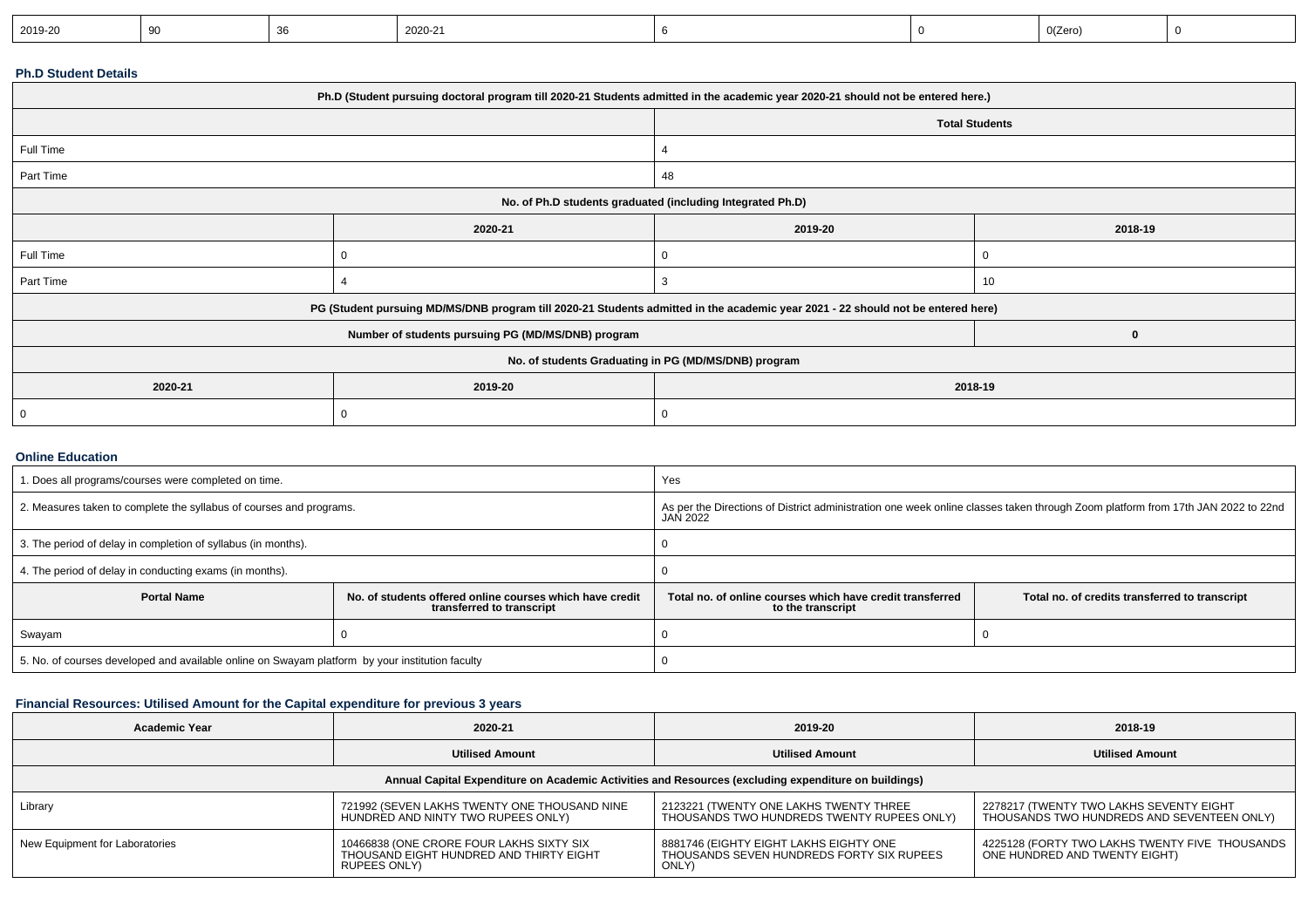| 2019-20 | 90 | 36 | 2020-21 | 6 | 0 | 0(Zero) | 0 |
|---|---|---|---|---|---|---|---|

### Ph.D Student Details

| Ph.D (Student pursuing doctoral program till 2020-21 Students admitted in the academic year 2020-21 should not be entered here.) | | | |
|---|---|---|---|
| | | Total Students | |
| Full Time | | 4 | |
| Part Time | | 48 | |
| No. of Ph.D students graduated (including Integrated Ph.D) | | | |
| | 2020-21 | 2019-20 | 2018-19 |
| Full Time | 0 | 0 | 0 |
| Part Time | 4 | 3 | 10 |
| PG (Student pursuing MD/MS/DNB program till 2020-21 Students admitted in the academic year 2021 - 22 should not be entered here) | | | |
| Number of students pursuing PG (MD/MS/DNB) program | | | 0 |
| No. of students Graduating in PG (MD/MS/DNB) program | | | |
| 2020-21 | 2019-20 | 2018-19 | |
| 0 | 0 | 0 | |

### Online Education

| 1. Does all programs/courses were completed on time. | | Yes | |
|---|---|---|---|
| 2. Measures taken to complete the syllabus of courses and programs. | | As per the Directions of District administration one week online classes taken through Zoom platform from 17th JAN 2022 to 22nd JAN 2022 | |
| 3. The period of delay in completion of syllabus (in months). | | 0 | |
| 4. The period of delay in conducting exams (in months). | | 0 | |
| **Portal Name** | **No. of students offered online courses which have credit transferred to transcript** | **Total no. of online courses which have credit transferred to the transcript** | **Total no. of credits transferred to transcript** |
| Swayam | 0 | 0 | 0 |
| 5. No. of courses developed and available online on Swayam platform by your institution faculty | | 0 | |

### Financial Resources: Utilised Amount for the Capital expenditure for previous 3 years

| Academic Year | 2020-21 | 2019-20 | 2018-19 |
|---|---|---|---|
| | Utilised Amount | Utilised Amount | Utilised Amount |
| Annual Capital Expenditure on Academic Activities and Resources (excluding expenditure on buildings) | | | |
| Library | 721992 (SEVEN LAKHS TWENTY ONE THOUSAND NINE HUNDRED AND NINTY TWO RUPEES ONLY) | 2123221 (TWENTY ONE LAKHS TWENTY THREE THOUSANDS TWO HUNDREDS TWENTY RUPEES ONLY) | 2278217 (TWENTY TWO LAKHS SEVENTY EIGHT THOUSANDS TWO HUNDREDS AND SEVENTEEN ONLY) |
| New Equipment for Laboratories | 10466838 (ONE CRORE FOUR LAKHS SIXTY SIX THOUSAND EIGHT HUNDRED AND THIRTY EIGHT RUPEES ONLY) | 8881746 (EIGHTY EIGHT LAKHS EIGHTY ONE THOUSANDS SEVEN HUNDREDS FORTY SIX RUPEES ONLY) | 4225128 (FORTY TWO LAKHS TWENTY FIVE THOUSANDS ONE HUNDRED AND TWENTY EIGHT) |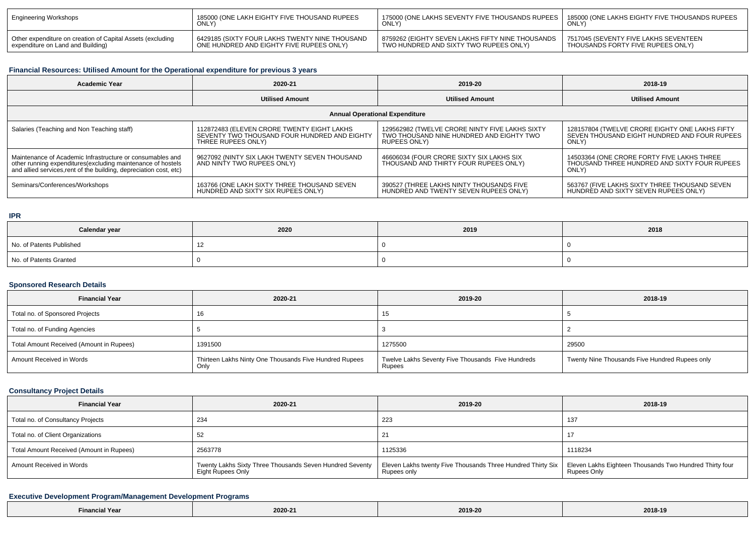| Engineering Workshops | 185000 (ONE LAKH EIGHTY FIVE THOUSAND RUPEES ONLY) | 175000 (ONE LAKHS SEVENTY FIVE THOUSANDS RUPEES ONLY) | 185000 (ONE LAKHS EIGHTY FIVE THOUSANDS RUPEES ONLY) |
|---|---|---|---|
| Other expenditure on creation of Capital Assets (excluding expenditure on Land and Building) | 6429185 (SIXTY FOUR LAKHS TWENTY NINE THOUSAND ONE HUNDRED AND EIGHTY FIVE RUPEES ONLY) | 8759262 (EIGHTY SEVEN LAKHS FIFTY NINE THOUSANDS TWO HUNDRED AND SIXTY TWO RUPEES ONLY) | 7517045 (SEVENTY FIVE LAKHS SEVENTEEN THOUSANDS FORTY FIVE RUPEES ONLY) |

### Financial Resources: Utilised Amount for the Operational expenditure for previous 3 years

| Academic Year | 2020-21 | 2019-20 | 2018-19 |
|---|---|---|---|
| | Utilised Amount | Utilised Amount | Utilised Amount |
| Annual Operational Expenditure | | | |
| Salaries (Teaching and Non Teaching staff) | 112872483 (ELEVEN CRORE TWENTY EIGHT LAKHS SEVENTY TWO THOUSAND FOUR HUNDRED AND EIGHTY THREE RUPEES ONLY) | 129562982 (TWELVE CRORE NINTY FIVE LAKHS SIXTY TWO THOUSAND NINE HUNDRED AND EIGHTY TWO RUPEES ONLY) | 128157804 (TWELVE CRORE EIGHTY ONE LAKHS FIFTY SEVEN THOUSAND EIGHT HUNDRED AND FOUR RUPEES ONLY) |
| Maintenance of Academic Infrastructure or consumables and other running expenditures(excluding maintenance of hostels and allied services,rent of the building, depreciation cost, etc) | 9627092 (NINTY SIX LAKH TWENTY SEVEN THOUSAND AND NINTY TWO RUPEES ONLY) | 46606034 (FOUR CRORE SIXTY SIX LAKHS SIX THOUSAND AND THIRTY FOUR RUPEES ONLY) | 14503364 (ONE CRORE FORTY FIVE LAKHS THREE THOUSAND THREE HUNDRED AND SIXTY FOUR RUPEES ONLY) |
| Seminars/Conferences/Workshops | 163766 (ONE LAKH SIXTY THREE THOUSAND SEVEN HUNDRED AND SIXTY SIX RUPEES ONLY) | 390527 (THREE LAKHS NINTY THOUSANDS FIVE HUNDRED AND TWENTY SEVEN RUPEES ONLY) | 563767 (FIVE LAKHS SIXTY THREE THOUSAND SEVEN HUNDRED AND SIXTY SEVEN RUPEES ONLY) |

### IPR

| Calendar year | 2020 | 2019 | 2018 |
|---|---|---|---|
| No. of Patents Published | 12 | 0 | 0 |
| No. of Patents Granted | 0 | 0 | 0 |

### Sponsored Research Details

| Financial Year | 2020-21 | 2019-20 | 2018-19 |
|---|---|---|---|
| Total no. of Sponsored Projects | 16 | 15 | 5 |
| Total no. of Funding Agencies | 5 | 3 | 2 |
| Total Amount Received (Amount in Rupees) | 1391500 | 1275500 | 29500 |
| Amount Received in Words | Thirteen Lakhs Ninty One Thousands Five Hundred Rupees Only | Twelve Lakhs Seventy Five Thousands Five Hundreds Rupees | Twenty Nine Thousands Five Hundred Rupees only |

### Consultancy Project Details

| Financial Year | 2020-21 | 2019-20 | 2018-19 |
|---|---|---|---|
| Total no. of Consultancy Projects | 234 | 223 | 137 |
| Total no. of Client Organizations | 52 | 21 | 17 |
| Total Amount Received (Amount in Rupees) | 2563778 | 1125336 | 1118234 |
| Amount Received in Words | Twenty Lakhs Sixty Three Thousands Seven Hundred Seventy Eight Rupees Only | Eleven Lakhs twenty Five Thousands Three Hundred Thirty Six Rupees only | Eleven Lakhs Eighteen Thousands Two Hundred Thirty four Rupees Only |

### Executive Development Program/Management Development Programs

| Financial Year | 2020-21 | 2019-20 | 2018-19 |
|---|---|---|---|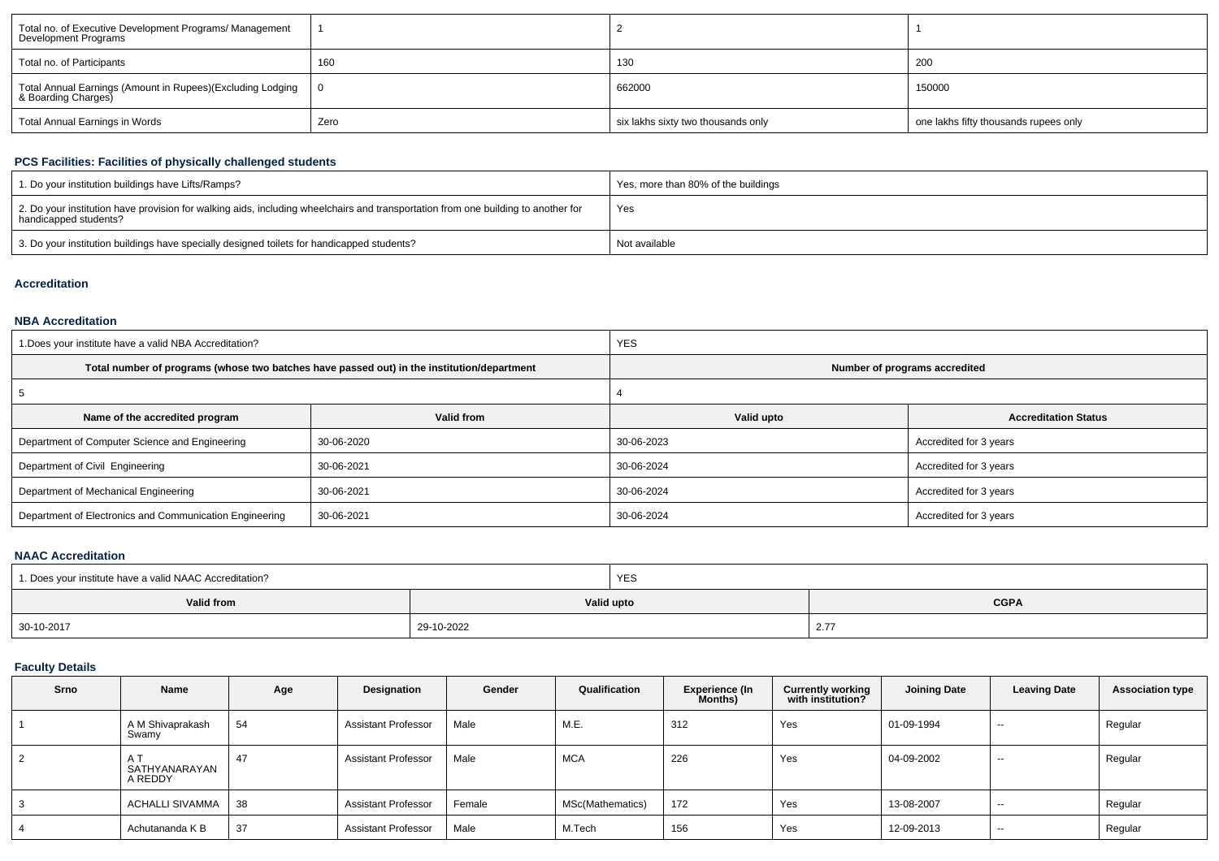| Total no. of Executive Development Programs/ Management Development Programs | 1 | 2 | 1 |
|---|---|---|---|
| Total no. of Participants | 160 | 130 | 200 |
| Total Annual Earnings (Amount in Rupees)(Excluding Lodging & Boarding Charges) | 0 | 662000 | 150000 |
| Total Annual Earnings in Words | Zero | six lakhs sixty two thousands only | one lakhs fifty thousands rupees only |

### PCS Facilities: Facilities of physically challenged students

| 1. Do your institution buildings have Lifts/Ramps? | Yes, more than 80% of the buildings |
|---|---|
| 2. Do your institution have provision for walking aids, including wheelchairs and transportation from one building to another for handicapped students? | Yes |
| 3. Do your institution buildings have specially designed toilets for handicapped students? | Not available |

### Accreditation

### NBA Accreditation

| 1.Does your institute have a valid NBA Accreditation? | | YES | |
|---|---|---|---|
| **Total number of programs (whose two batches have passed out) in the institution/department** | | **Number of programs accredited** | |
| 5 | | 4 | |
| **Name of the accredited program** | **Valid from** | **Valid upto** | **Accreditation Status** |
| Department of Computer Science and Engineering | 30-06-2020 | 30-06-2023 | Accredited for 3 years |
| Department of Civil Engineering | 30-06-2021 | 30-06-2024 | Accredited for 3 years |
| Department of Mechanical Engineering | 30-06-2021 | 30-06-2024 | Accredited for 3 years |
| Department of Electronics and Communication Engineering | 30-06-2021 | 30-06-2024 | Accredited for 3 years |

### NAAC Accreditation

| 1. Does your institute have a valid NAAC Accreditation? | YES | |
|---|---|---|
| **Valid from** | **Valid upto** | **CGPA** |
| 30-10-2017 | 29-10-2022 | 2.77 |

### Faculty Details

| Srno | Name | Age | Designation | Gender | Qualification | Experience (In Months) | Currently working with institution? | Joining Date | Leaving Date | Association type |
|---|---|---|---|---|---|---|---|---|---|---|
| 1 | A M Shivaprakash Swamy | 54 | Assistant Professor | Male | M.E. | 312 | Yes | 01-09-1994 | -- | Regular |
| 2 | A T SATHYANARAYANA REDDY | 47 | Assistant Professor | Male | MCA | 226 | Yes | 04-09-2002 | -- | Regular |
| 3 | ACHALLI SIVAMMA | 38 | Assistant Professor | Female | MSc(Mathematics) | 172 | Yes | 13-08-2007 | -- | Regular |
| 4 | Achutananda K B | 37 | Assistant Professor | Male | M.Tech | 156 | Yes | 12-09-2013 | -- | Regular |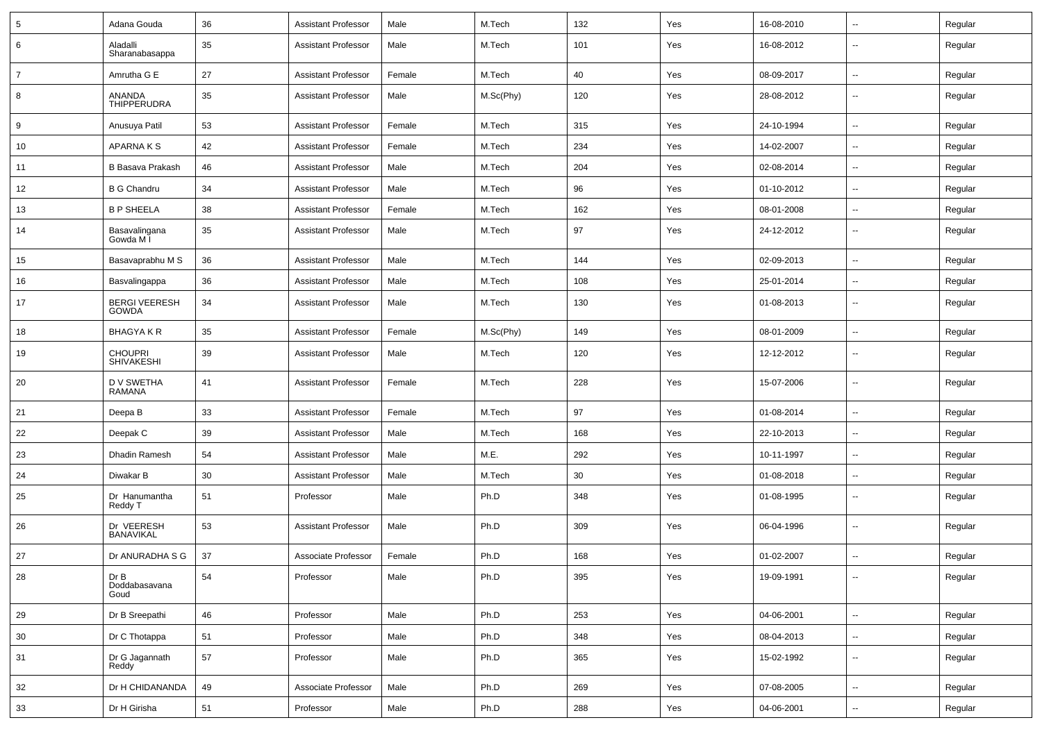| 5 | Adana Gouda | 36 | Assistant Professor | Male | M.Tech | 132 | Yes | 16-08-2010 | -- | Regular |
|---|---|---|---|---|---|---|---|---|---|---|
| 6 | Aladalli Sharanabasappa | 35 | Assistant Professor | Male | M.Tech | 101 | Yes | 16-08-2012 | -- | Regular |
| 7 | Amrutha G E | 27 | Assistant Professor | Female | M.Tech | 40 | Yes | 08-09-2017 | -- | Regular |
| 8 | ANANDA THIPPERUDRA | 35 | Assistant Professor | Male | M.Sc(Phy) | 120 | Yes | 28-08-2012 | -- | Regular |
| 9 | Anusuya Patil | 53 | Assistant Professor | Female | M.Tech | 315 | Yes | 24-10-1994 | -- | Regular |
| 10 | APARNA K S | 42 | Assistant Professor | Female | M.Tech | 234 | Yes | 14-02-2007 | -- | Regular |
| 11 | B Basava Prakash | 46 | Assistant Professor | Male | M.Tech | 204 | Yes | 02-08-2014 | -- | Regular |
| 12 | B G Chandru | 34 | Assistant Professor | Male | M.Tech | 96 | Yes | 01-10-2012 | -- | Regular |
| 13 | B P SHEELA | 38 | Assistant Professor | Female | M.Tech | 162 | Yes | 08-01-2008 | -- | Regular |
| 14 | Basavalingana Gowda M I | 35 | Assistant Professor | Male | M.Tech | 97 | Yes | 24-12-2012 | -- | Regular |
| 15 | Basavaprabhu M S | 36 | Assistant Professor | Male | M.Tech | 144 | Yes | 02-09-2013 | -- | Regular |
| 16 | Basvalingappa | 36 | Assistant Professor | Male | M.Tech | 108 | Yes | 25-01-2014 | -- | Regular |
| 17 | BERGI VEERESH GOWDA | 34 | Assistant Professor | Male | M.Tech | 130 | Yes | 01-08-2013 | -- | Regular |
| 18 | BHAGYA K R | 35 | Assistant Professor | Female | M.Sc(Phy) | 149 | Yes | 08-01-2009 | -- | Regular |
| 19 | CHOUPRI SHIVAKESHI | 39 | Assistant Professor | Male | M.Tech | 120 | Yes | 12-12-2012 | -- | Regular |
| 20 | D V SWETHA RAMANA | 41 | Assistant Professor | Female | M.Tech | 228 | Yes | 15-07-2006 | -- | Regular |
| 21 | Deepa B | 33 | Assistant Professor | Female | M.Tech | 97 | Yes | 01-08-2014 | -- | Regular |
| 22 | Deepak C | 39 | Assistant Professor | Male | M.Tech | 168 | Yes | 22-10-2013 | -- | Regular |
| 23 | Dhadin Ramesh | 54 | Assistant Professor | Male | M.E. | 292 | Yes | 10-11-1997 | -- | Regular |
| 24 | Diwakar B | 30 | Assistant Professor | Male | M.Tech | 30 | Yes | 01-08-2018 | -- | Regular |
| 25 | Dr Hanumantha Reddy T | 51 | Professor | Male | Ph.D | 348 | Yes | 01-08-1995 | -- | Regular |
| 26 | Dr VEERESH BANAVIKAL | 53 | Assistant Professor | Male | Ph.D | 309 | Yes | 06-04-1996 | -- | Regular |
| 27 | Dr ANURADHA S G | 37 | Associate Professor | Female | Ph.D | 168 | Yes | 01-02-2007 | -- | Regular |
| 28 | Dr B Doddabasavana Goud | 54 | Professor | Male | Ph.D | 395 | Yes | 19-09-1991 | -- | Regular |
| 29 | Dr B Sreepathi | 46 | Professor | Male | Ph.D | 253 | Yes | 04-06-2001 | -- | Regular |
| 30 | Dr C Thotappa | 51 | Professor | Male | Ph.D | 348 | Yes | 08-04-2013 | -- | Regular |
| 31 | Dr G Jagannath Reddy | 57 | Professor | Male | Ph.D | 365 | Yes | 15-02-1992 | -- | Regular |
| 32 | Dr H CHIDANANDA | 49 | Associate Professor | Male | Ph.D | 269 | Yes | 07-08-2005 | -- | Regular |
| 33 | Dr H Girisha | 51 | Professor | Male | Ph.D | 288 | Yes | 04-06-2001 | -- | Regular |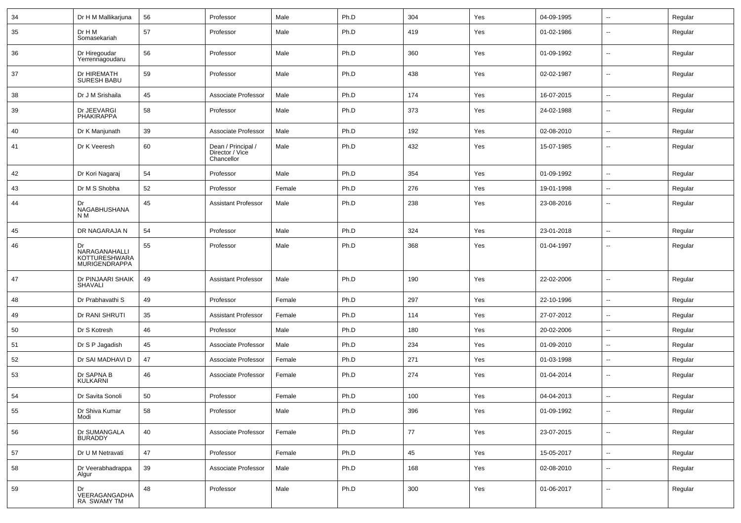| 34 | Dr H M Mallikarjuna | 56 | Professor | Male | Ph.D | 304 | Yes | 04-09-1995 | -- | Regular |
|---|---|---|---|---|---|---|---|---|---|---|
| 35 | Dr H M Somasekariah | 57 | Professor | Male | Ph.D | 419 | Yes | 01-02-1986 | -- | Regular |
| 36 | Dr Hiregoudar Yerrennagoudaru | 56 | Professor | Male | Ph.D | 360 | Yes | 01-09-1992 | -- | Regular |
| 37 | Dr HIREMATH SURESH BABU | 59 | Professor | Male | Ph.D | 438 | Yes | 02-02-1987 | -- | Regular |
| 38 | Dr J M Srishaila | 45 | Associate Professor | Male | Ph.D | 174 | Yes | 16-07-2015 | -- | Regular |
| 39 | Dr JEEVARGI PHAKIRAPPA | 58 | Professor | Male | Ph.D | 373 | Yes | 24-02-1988 | -- | Regular |
| 40 | Dr K Manjunath | 39 | Associate Professor | Male | Ph.D | 192 | Yes | 02-08-2010 | -- | Regular |
| 41 | Dr K Veeresh | 60 | Dean / Principal / Director / Vice Chancellor | Male | Ph.D | 432 | Yes | 15-07-1985 | -- | Regular |
| 42 | Dr Kori Nagaraj | 54 | Professor | Male | Ph.D | 354 | Yes | 01-09-1992 | -- | Regular |
| 43 | Dr M S Shobha | 52 | Professor | Female | Ph.D | 276 | Yes | 19-01-1998 | -- | Regular |
| 44 | Dr NAGABHUSHANA N M | 45 | Assistant Professor | Male | Ph.D | 238 | Yes | 23-08-2016 | -- | Regular |
| 45 | DR NAGARAJA N | 54 | Professor | Male | Ph.D | 324 | Yes | 23-01-2018 | -- | Regular |
| 46 | Dr NARAGANAHALLI KOTTURESHWARA MURIGENDRAPPA | 55 | Professor | Male | Ph.D | 368 | Yes | 01-04-1997 | -- | Regular |
| 47 | Dr PINJAARI SHAIK SHAVALI | 49 | Assistant Professor | Male | Ph.D | 190 | Yes | 22-02-2006 | -- | Regular |
| 48 | Dr Prabhavathi S | 49 | Professor | Female | Ph.D | 297 | Yes | 22-10-1996 | -- | Regular |
| 49 | Dr RANI SHRUTI | 35 | Assistant Professor | Female | Ph.D | 114 | Yes | 27-07-2012 | -- | Regular |
| 50 | Dr S Kotresh | 46 | Professor | Male | Ph.D | 180 | Yes | 20-02-2006 | -- | Regular |
| 51 | Dr S P Jagadish | 45 | Associate Professor | Male | Ph.D | 234 | Yes | 01-09-2010 | -- | Regular |
| 52 | Dr SAI MADHAVI D | 47 | Associate Professor | Female | Ph.D | 271 | Yes | 01-03-1998 | -- | Regular |
| 53 | Dr SAPNA B KULKARNI | 46 | Associate Professor | Female | Ph.D | 274 | Yes | 01-04-2014 | -- | Regular |
| 54 | Dr Savita Sonoli | 50 | Professor | Female | Ph.D | 100 | Yes | 04-04-2013 | -- | Regular |
| 55 | Dr Shiva Kumar Modi | 58 | Professor | Male | Ph.D | 396 | Yes | 01-09-1992 | -- | Regular |
| 56 | Dr SUMANGALA BURADDY | 40 | Associate Professor | Female | Ph.D | 77 | Yes | 23-07-2015 | -- | Regular |
| 57 | Dr U M Netravati | 47 | Professor | Female | Ph.D | 45 | Yes | 15-05-2017 | -- | Regular |
| 58 | Dr Veerabhadrappa Algur | 39 | Associate Professor | Male | Ph.D | 168 | Yes | 02-08-2010 | -- | Regular |
| 59 | Dr VEERAGANGADHARA SWAMY TM | 48 | Professor | Male | Ph.D | 300 | Yes | 01-06-2017 | -- | Regular |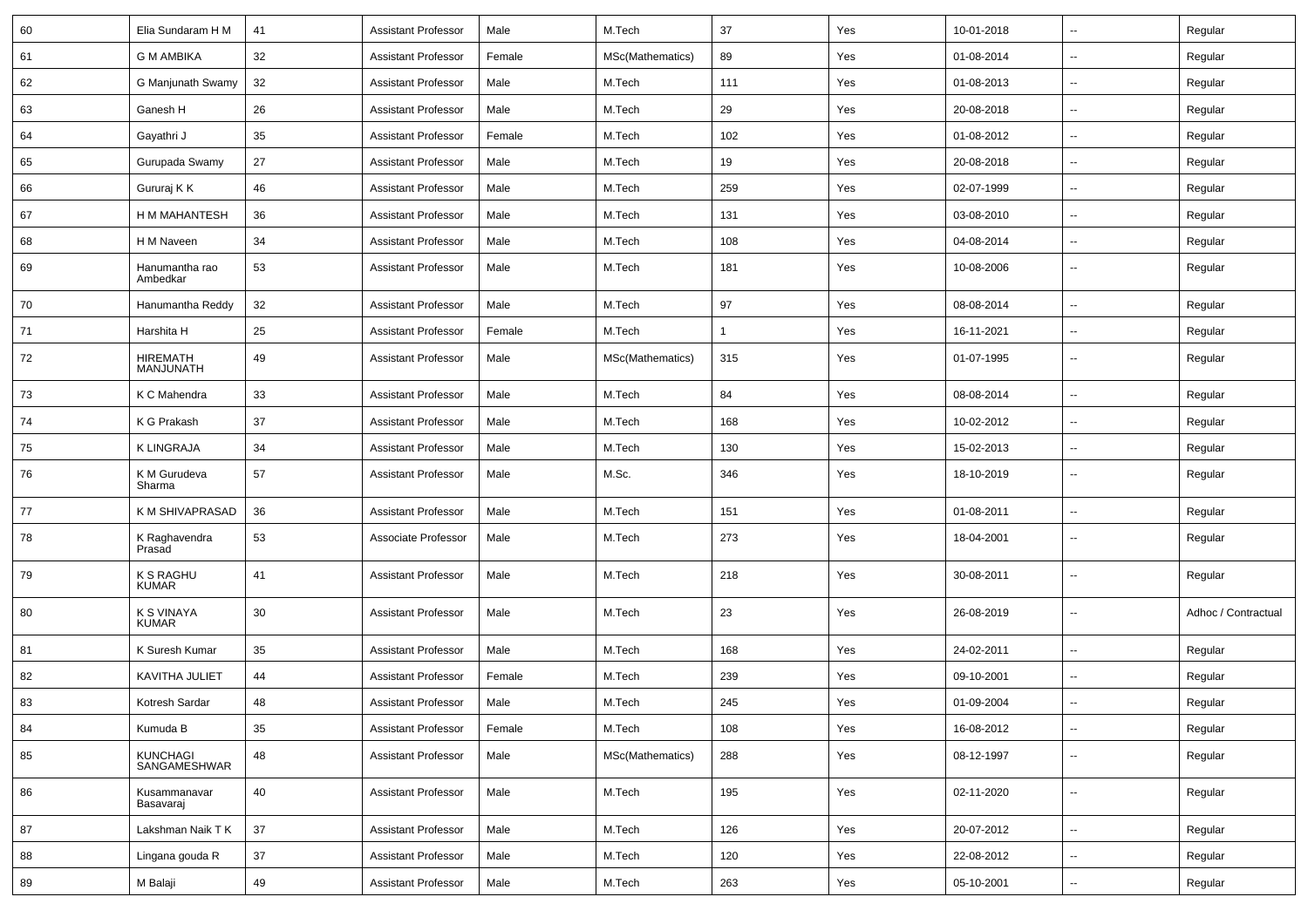| 60 | Elia Sundaram H M | 41 | Assistant Professor | Male | M.Tech | 37 | Yes | 10-01-2018 | -- | Regular |
|---|---|---|---|---|---|---|---|---|---|---|
| 61 | G M AMBIKA | 32 | Assistant Professor | Female | MSc(Mathematics) | 89 | Yes | 01-08-2014 | -- | Regular |
| 62 | G Manjunath Swamy | 32 | Assistant Professor | Male | M.Tech | 111 | Yes | 01-08-2013 | -- | Regular |
| 63 | Ganesh H | 26 | Assistant Professor | Male | M.Tech | 29 | Yes | 20-08-2018 | -- | Regular |
| 64 | Gayathri J | 35 | Assistant Professor | Female | M.Tech | 102 | Yes | 01-08-2012 | -- | Regular |
| 65 | Gurupada Swamy | 27 | Assistant Professor | Male | M.Tech | 19 | Yes | 20-08-2018 | -- | Regular |
| 66 | Gururaj K K | 46 | Assistant Professor | Male | M.Tech | 259 | Yes | 02-07-1999 | -- | Regular |
| 67 | H M MAHANTESH | 36 | Assistant Professor | Male | M.Tech | 131 | Yes | 03-08-2010 | -- | Regular |
| 68 | H M Naveen | 34 | Assistant Professor | Male | M.Tech | 108 | Yes | 04-08-2014 | -- | Regular |
| 69 | Hanumantha rao Ambedkar | 53 | Assistant Professor | Male | M.Tech | 181 | Yes | 10-08-2006 | -- | Regular |
| 70 | Hanumantha Reddy | 32 | Assistant Professor | Male | M.Tech | 97 | Yes | 08-08-2014 | -- | Regular |
| 71 | Harshita H | 25 | Assistant Professor | Female | M.Tech | 1 | Yes | 16-11-2021 | -- | Regular |
| 72 | HIREMATH MANJUNATH | 49 | Assistant Professor | Male | MSc(Mathematics) | 315 | Yes | 01-07-1995 | -- | Regular |
| 73 | K C Mahendra | 33 | Assistant Professor | Male | M.Tech | 84 | Yes | 08-08-2014 | -- | Regular |
| 74 | K G Prakash | 37 | Assistant Professor | Male | M.Tech | 168 | Yes | 10-02-2012 | -- | Regular |
| 75 | K LINGRAJA | 34 | Assistant Professor | Male | M.Tech | 130 | Yes | 15-02-2013 | -- | Regular |
| 76 | K M Gurudeva Sharma | 57 | Assistant Professor | Male | M.Sc. | 346 | Yes | 18-10-2019 | -- | Regular |
| 77 | K M SHIVAPRASAD | 36 | Assistant Professor | Male | M.Tech | 151 | Yes | 01-08-2011 | -- | Regular |
| 78 | K Raghavendra Prasad | 53 | Associate Professor | Male | M.Tech | 273 | Yes | 18-04-2001 | -- | Regular |
| 79 | K S RAGHU KUMAR | 41 | Assistant Professor | Male | M.Tech | 218 | Yes | 30-08-2011 | -- | Regular |
| 80 | K S VINAYA KUMAR | 30 | Assistant Professor | Male | M.Tech | 23 | Yes | 26-08-2019 | -- | Adhoc / Contractual |
| 81 | K Suresh Kumar | 35 | Assistant Professor | Male | M.Tech | 168 | Yes | 24-02-2011 | -- | Regular |
| 82 | KAVITHA JULIET | 44 | Assistant Professor | Female | M.Tech | 239 | Yes | 09-10-2001 | -- | Regular |
| 83 | Kotresh Sardar | 48 | Assistant Professor | Male | M.Tech | 245 | Yes | 01-09-2004 | -- | Regular |
| 84 | Kumuda B | 35 | Assistant Professor | Female | M.Tech | 108 | Yes | 16-08-2012 | -- | Regular |
| 85 | KUNCHAGI SANGAMESHWAR | 48 | Assistant Professor | Male | MSc(Mathematics) | 288 | Yes | 08-12-1997 | -- | Regular |
| 86 | Kusammanavar Basavaraj | 40 | Assistant Professor | Male | M.Tech | 195 | Yes | 02-11-2020 | -- | Regular |
| 87 | Lakshman Naik T K | 37 | Assistant Professor | Male | M.Tech | 126 | Yes | 20-07-2012 | -- | Regular |
| 88 | Lingana gouda R | 37 | Assistant Professor | Male | M.Tech | 120 | Yes | 22-08-2012 | -- | Regular |
| 89 | M Balaji | 49 | Assistant Professor | Male | M.Tech | 263 | Yes | 05-10-2001 | -- | Regular |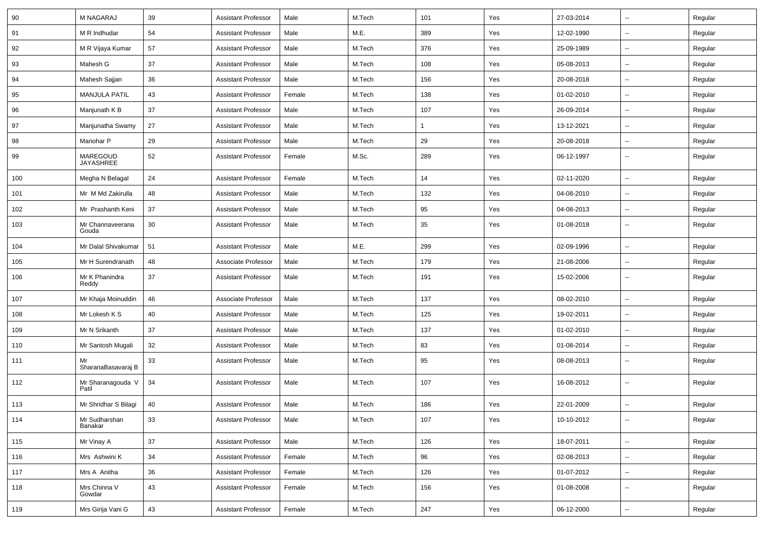| 90 | M NAGARAJ | 39 | Assistant Professor | Male | M.Tech | 101 | Yes | 27-03-2014 | -- | Regular |
|---|---|---|---|---|---|---|---|---|---|---|
| 91 | M R Indhudar | 54 | Assistant Professor | Male | M.E. | 389 | Yes | 12-02-1990 | -- | Regular |
| 92 | M R Vijaya Kumar | 57 | Assistant Professor | Male | M.Tech | 376 | Yes | 25-09-1989 | -- | Regular |
| 93 | Mahesh G | 37 | Assistant Professor | Male | M.Tech | 108 | Yes | 05-08-2013 | -- | Regular |
| 94 | Mahesh Sajjan | 36 | Assistant Professor | Male | M.Tech | 156 | Yes | 20-08-2018 | -- | Regular |
| 95 | MANJULA PATIL | 43 | Assistant Professor | Female | M.Tech | 138 | Yes | 01-02-2010 | -- | Regular |
| 96 | Manjunath K B | 37 | Assistant Professor | Male | M.Tech | 107 | Yes | 26-09-2014 | -- | Regular |
| 97 | Manjunatha Swamy | 27 | Assistant Professor | Male | M.Tech | 1 | Yes | 13-12-2021 | -- | Regular |
| 98 | Manohar P | 29 | Assistant Professor | Male | M.Tech | 29 | Yes | 20-08-2018 | -- | Regular |
| 99 | MAREGOUD JAYASHREE | 52 | Assistant Professor | Female | M.Sc. | 289 | Yes | 06-12-1997 | -- | Regular |
| 100 | Megha N Belagal | 24 | Assistant Professor | Female | M.Tech | 14 | Yes | 02-11-2020 | -- | Regular |
| 101 | Mr M Md Zakirulla | 48 | Assistant Professor | Male | M.Tech | 132 | Yes | 04-08-2010 | -- | Regular |
| 102 | Mr Prashanth Keni | 37 | Assistant Professor | Male | M.Tech | 95 | Yes | 04-08-2013 | -- | Regular |
| 103 | Mr Channaveerana Gouda | 30 | Assistant Professor | Male | M.Tech | 35 | Yes | 01-08-2018 | -- | Regular |
| 104 | Mr Dalal Shivakumar | 51 | Assistant Professor | Male | M.E. | 299 | Yes | 02-09-1996 | -- | Regular |
| 105 | Mr H Surendranath | 48 | Associate Professor | Male | M.Tech | 179 | Yes | 21-08-2006 | -- | Regular |
| 106 | Mr K Phanindra Reddy | 37 | Assistant Professor | Male | M.Tech | 191 | Yes | 15-02-2006 | -- | Regular |
| 107 | Mr Khaja Moinuddin | 46 | Associate Professor | Male | M.Tech | 137 | Yes | 08-02-2010 | -- | Regular |
| 108 | Mr Lokesh K S | 40 | Assistant Professor | Male | M.Tech | 125 | Yes | 19-02-2011 | -- | Regular |
| 109 | Mr N Srikanth | 37 | Assistant Professor | Male | M.Tech | 137 | Yes | 01-02-2010 | -- | Regular |
| 110 | Mr Santosh Mugali | 32 | Assistant Professor | Male | M.Tech | 83 | Yes | 01-08-2014 | -- | Regular |
| 111 | Mr SharanaBasavaraj B | 33 | Assistant Professor | Male | M.Tech | 95 | Yes | 08-08-2013 | -- | Regular |
| 112 | Mr Sharanagouda V Patil | 34 | Assistant Professor | Male | M.Tech | 107 | Yes | 16-08-2012 | -- | Regular |
| 113 | Mr Shridhar S Bilagi | 40 | Assistant Professor | Male | M.Tech | 186 | Yes | 22-01-2009 | -- | Regular |
| 114 | Mr Sudharshan Banakar | 33 | Assistant Professor | Male | M.Tech | 107 | Yes | 10-10-2012 | -- | Regular |
| 115 | Mr Vinay A | 37 | Assistant Professor | Male | M.Tech | 126 | Yes | 18-07-2011 | -- | Regular |
| 116 | Mrs Ashwini K | 34 | Assistant Professor | Female | M.Tech | 96 | Yes | 02-08-2013 | -- | Regular |
| 117 | Mrs A Anitha | 36 | Assistant Professor | Female | M.Tech | 126 | Yes | 01-07-2012 | -- | Regular |
| 118 | Mrs Chinna V Gowdar | 43 | Assistant Professor | Female | M.Tech | 156 | Yes | 01-08-2008 | -- | Regular |
| 119 | Mrs Girija Vani G | 43 | Assistant Professor | Female | M.Tech | 247 | Yes | 06-12-2000 | -- | Regular |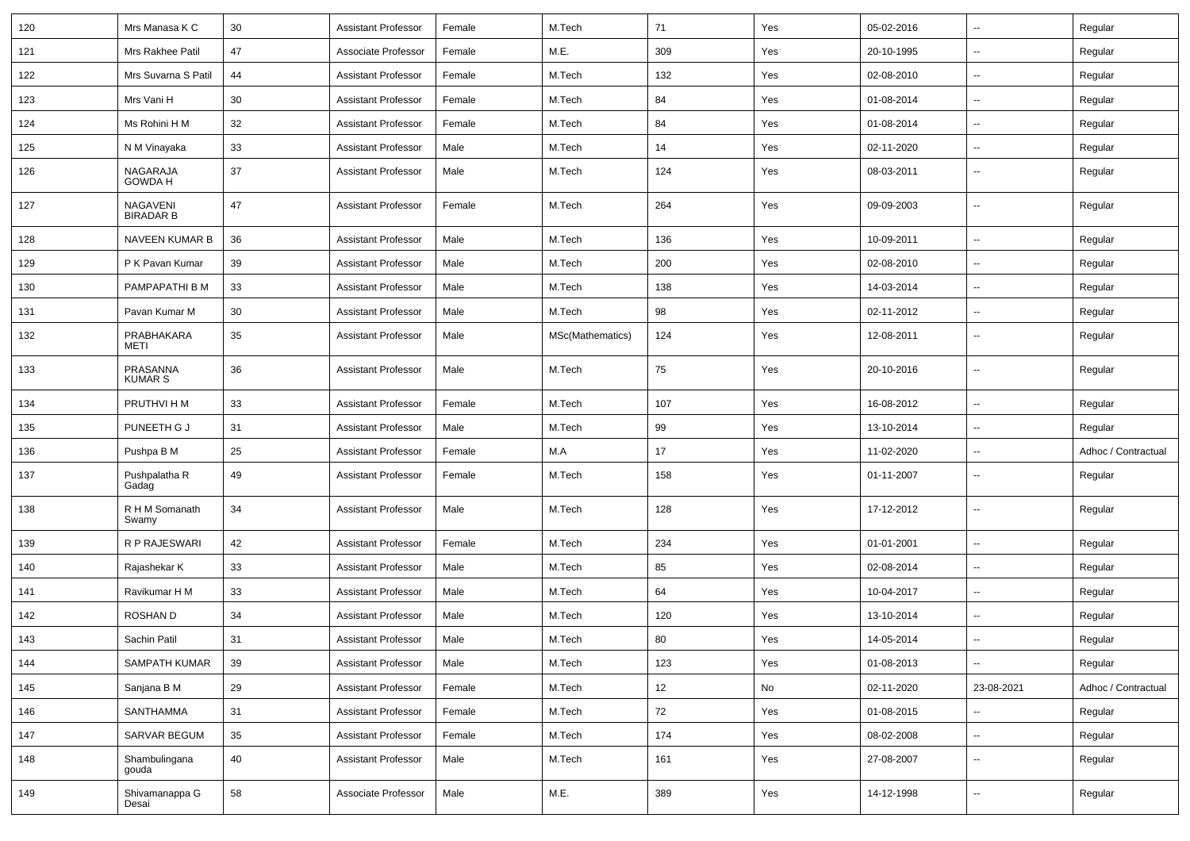| | | | | | | | | | | |
|---|---|---|---|---|---|---|---|---|---|---|
| 120 | Mrs Manasa K C | 30 | Assistant Professor | Female | M.Tech | 71 | Yes | 05-02-2016 | -- | Regular |
| 121 | Mrs Rakhee Patil | 47 | Associate Professor | Female | M.E. | 309 | Yes | 20-10-1995 | -- | Regular |
| 122 | Mrs Suvarna S Patil | 44 | Assistant Professor | Female | M.Tech | 132 | Yes | 02-08-2010 | -- | Regular |
| 123 | Mrs Vani H | 30 | Assistant Professor | Female | M.Tech | 84 | Yes | 01-08-2014 | -- | Regular |
| 124 | Ms Rohini H M | 32 | Assistant Professor | Female | M.Tech | 84 | Yes | 01-08-2014 | -- | Regular |
| 125 | N M Vinayaka | 33 | Assistant Professor | Male | M.Tech | 14 | Yes | 02-11-2020 | -- | Regular |
| 126 | NAGARAJA GOWDA H | 37 | Assistant Professor | Male | M.Tech | 124 | Yes | 08-03-2011 | -- | Regular |
| 127 | NAGAVENI BIRADAR B | 47 | Assistant Professor | Female | M.Tech | 264 | Yes | 09-09-2003 | -- | Regular |
| 128 | NAVEEN KUMAR B | 36 | Assistant Professor | Male | M.Tech | 136 | Yes | 10-09-2011 | -- | Regular |
| 129 | P K Pavan Kumar | 39 | Assistant Professor | Male | M.Tech | 200 | Yes | 02-08-2010 | -- | Regular |
| 130 | PAMPAPATHI B M | 33 | Assistant Professor | Male | M.Tech | 138 | Yes | 14-03-2014 | -- | Regular |
| 131 | Pavan Kumar M | 30 | Assistant Professor | Male | M.Tech | 98 | Yes | 02-11-2012 | -- | Regular |
| 132 | PRABHAKARA METI | 35 | Assistant Professor | Male | MSc(Mathematics) | 124 | Yes | 12-08-2011 | -- | Regular |
| 133 | PRASANNA KUMAR S | 36 | Assistant Professor | Male | M.Tech | 75 | Yes | 20-10-2016 | -- | Regular |
| 134 | PRUTHVI H M | 33 | Assistant Professor | Female | M.Tech | 107 | Yes | 16-08-2012 | -- | Regular |
| 135 | PUNEETH G J | 31 | Assistant Professor | Male | M.Tech | 99 | Yes | 13-10-2014 | -- | Regular |
| 136 | Pushpa B M | 25 | Assistant Professor | Female | M.A | 17 | Yes | 11-02-2020 | -- | Adhoc / Contractual |
| 137 | Pushpalatha R Gadag | 49 | Assistant Professor | Female | M.Tech | 158 | Yes | 01-11-2007 | -- | Regular |
| 138 | R H M Somanath Swamy | 34 | Assistant Professor | Male | M.Tech | 128 | Yes | 17-12-2012 | -- | Regular |
| 139 | R P RAJESWARI | 42 | Assistant Professor | Female | M.Tech | 234 | Yes | 01-01-2001 | -- | Regular |
| 140 | Rajashekar K | 33 | Assistant Professor | Male | M.Tech | 85 | Yes | 02-08-2014 | -- | Regular |
| 141 | Ravikumar H M | 33 | Assistant Professor | Male | M.Tech | 64 | Yes | 10-04-2017 | -- | Regular |
| 142 | ROSHAN D | 34 | Assistant Professor | Male | M.Tech | 120 | Yes | 13-10-2014 | -- | Regular |
| 143 | Sachin Patil | 31 | Assistant Professor | Male | M.Tech | 80 | Yes | 14-05-2014 | -- | Regular |
| 144 | SAMPATH KUMAR | 39 | Assistant Professor | Male | M.Tech | 123 | Yes | 01-08-2013 | -- | Regular |
| 145 | Sanjana B M | 29 | Assistant Professor | Female | M.Tech | 12 | No | 02-11-2020 | 23-08-2021 | Adhoc / Contractual |
| 146 | SANTHAMMA | 31 | Assistant Professor | Female | M.Tech | 72 | Yes | 01-08-2015 | -- | Regular |
| 147 | SARVAR BEGUM | 35 | Assistant Professor | Female | M.Tech | 174 | Yes | 08-02-2008 | -- | Regular |
| 148 | Shambulingana gouda | 40 | Assistant Professor | Male | M.Tech | 161 | Yes | 27-08-2007 | -- | Regular |
| 149 | Shivamanappa G Desai | 58 | Associate Professor | Male | M.E. | 389 | Yes | 14-12-1998 | -- | Regular |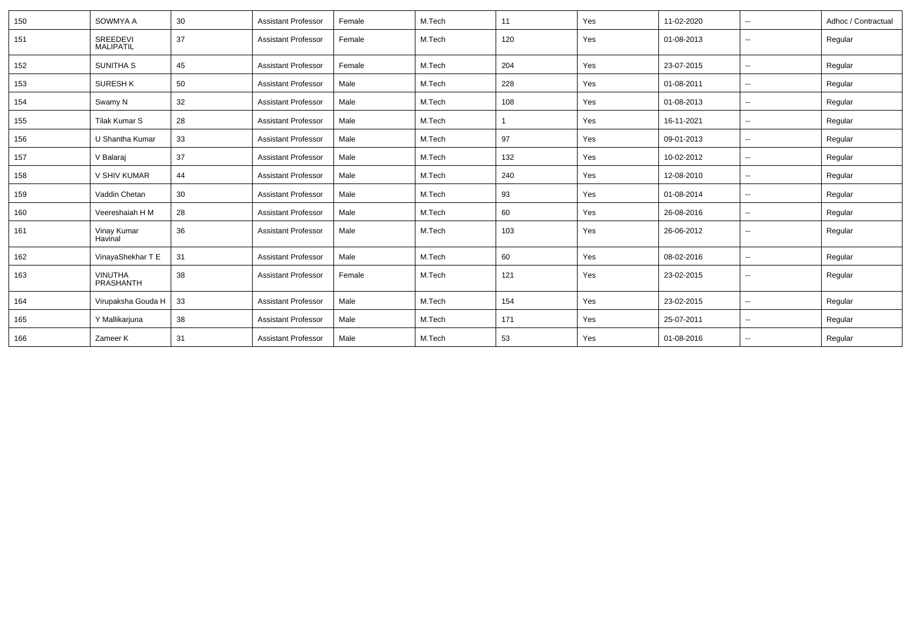| | | | | | | | | | | |
|---|---|---|---|---|---|---|---|---|---|---|
| 150 | SOWMYA A | 30 | Assistant Professor | Female | M.Tech | 11 | Yes | 11-02-2020 | -- | Adhoc / Contractual |
| 151 | SREEDEVI MALIPATIL | 37 | Assistant Professor | Female | M.Tech | 120 | Yes | 01-08-2013 | -- | Regular |
| 152 | SUNITHA S | 45 | Assistant Professor | Female | M.Tech | 204 | Yes | 23-07-2015 | -- | Regular |
| 153 | SURESH K | 50 | Assistant Professor | Male | M.Tech | 228 | Yes | 01-08-2011 | -- | Regular |
| 154 | Swamy N | 32 | Assistant Professor | Male | M.Tech | 108 | Yes | 01-08-2013 | -- | Regular |
| 155 | Tilak Kumar S | 28 | Assistant Professor | Male | M.Tech | 1 | Yes | 16-11-2021 | -- | Regular |
| 156 | U Shantha Kumar | 33 | Assistant Professor | Male | M.Tech | 97 | Yes | 09-01-2013 | -- | Regular |
| 157 | V Balaraj | 37 | Assistant Professor | Male | M.Tech | 132 | Yes | 10-02-2012 | -- | Regular |
| 158 | V SHIV KUMAR | 44 | Assistant Professor | Male | M.Tech | 240 | Yes | 12-08-2010 | -- | Regular |
| 159 | Vaddin Chetan | 30 | Assistant Professor | Male | M.Tech | 93 | Yes | 01-08-2014 | -- | Regular |
| 160 | Veereshaiah H M | 28 | Assistant Professor | Male | M.Tech | 60 | Yes | 26-08-2016 | -- | Regular |
| 161 | Vinay Kumar Havinal | 36 | Assistant Professor | Male | M.Tech | 103 | Yes | 26-06-2012 | -- | Regular |
| 162 | VinayaShekhar T E | 31 | Assistant Professor | Male | M.Tech | 60 | Yes | 08-02-2016 | -- | Regular |
| 163 | VINUTHA PRASHANTH | 38 | Assistant Professor | Female | M.Tech | 121 | Yes | 23-02-2015 | -- | Regular |
| 164 | Virupaksha Gouda H | 33 | Assistant Professor | Male | M.Tech | 154 | Yes | 23-02-2015 | -- | Regular |
| 165 | Y Mallikarjuna | 38 | Assistant Professor | Male | M.Tech | 171 | Yes | 25-07-2011 | -- | Regular |
| 166 | Zameer K | 31 | Assistant Professor | Male | M.Tech | 53 | Yes | 01-08-2016 | -- | Regular |